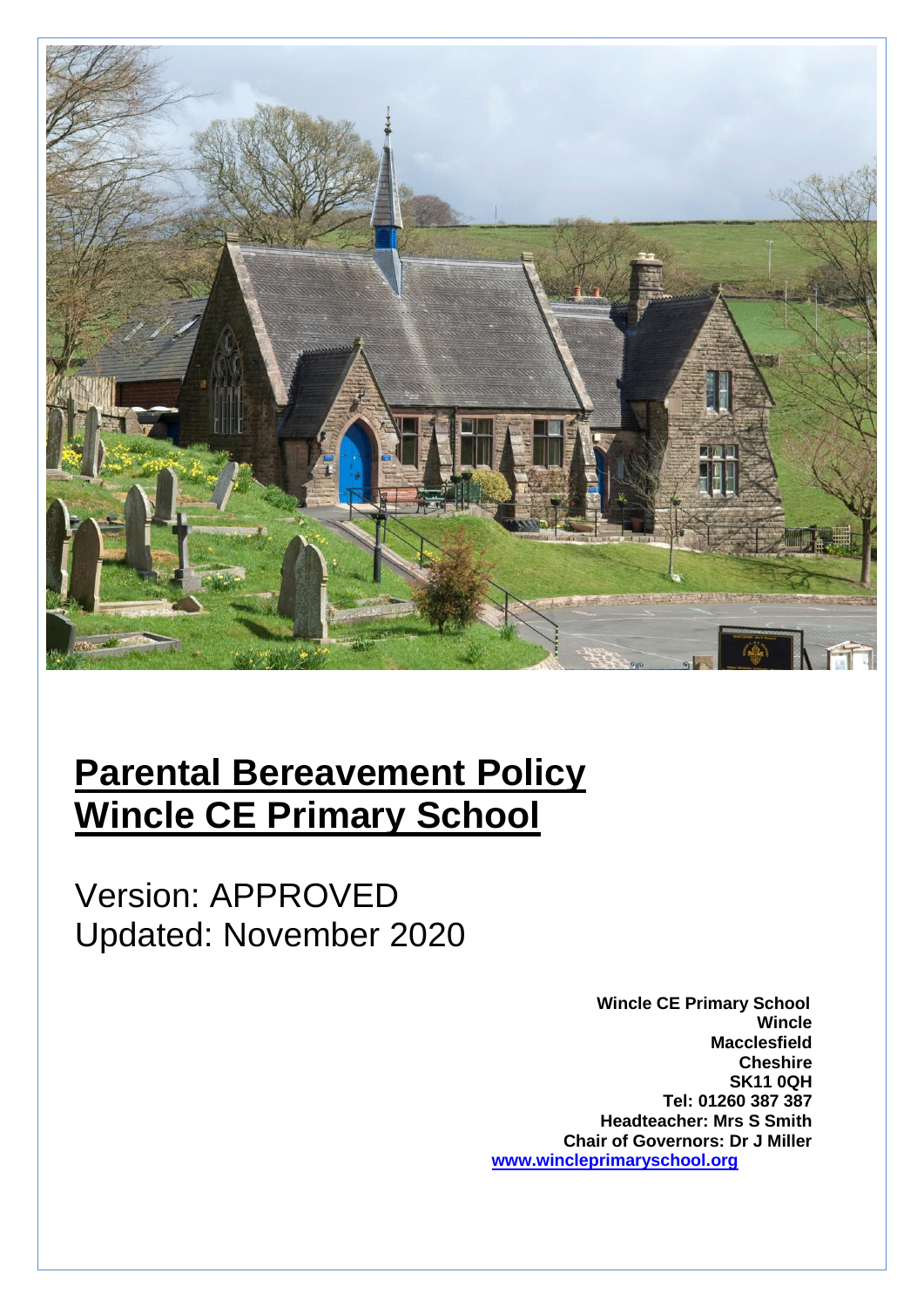# Parental Bereavement Policy
# Wincle CE Primary School

Version: APPROVED
Updated: November 2020

**Wincle CE Primary School**
**Wincle**
**Macclesfield**
**Cheshire**
**SK11 0QH**
**Tel: 01260 387 387**
**Headteacher: Mrs S Smith**
**Chair of Governors: Dr J Miller**
**www.wincleprimaryschool.org**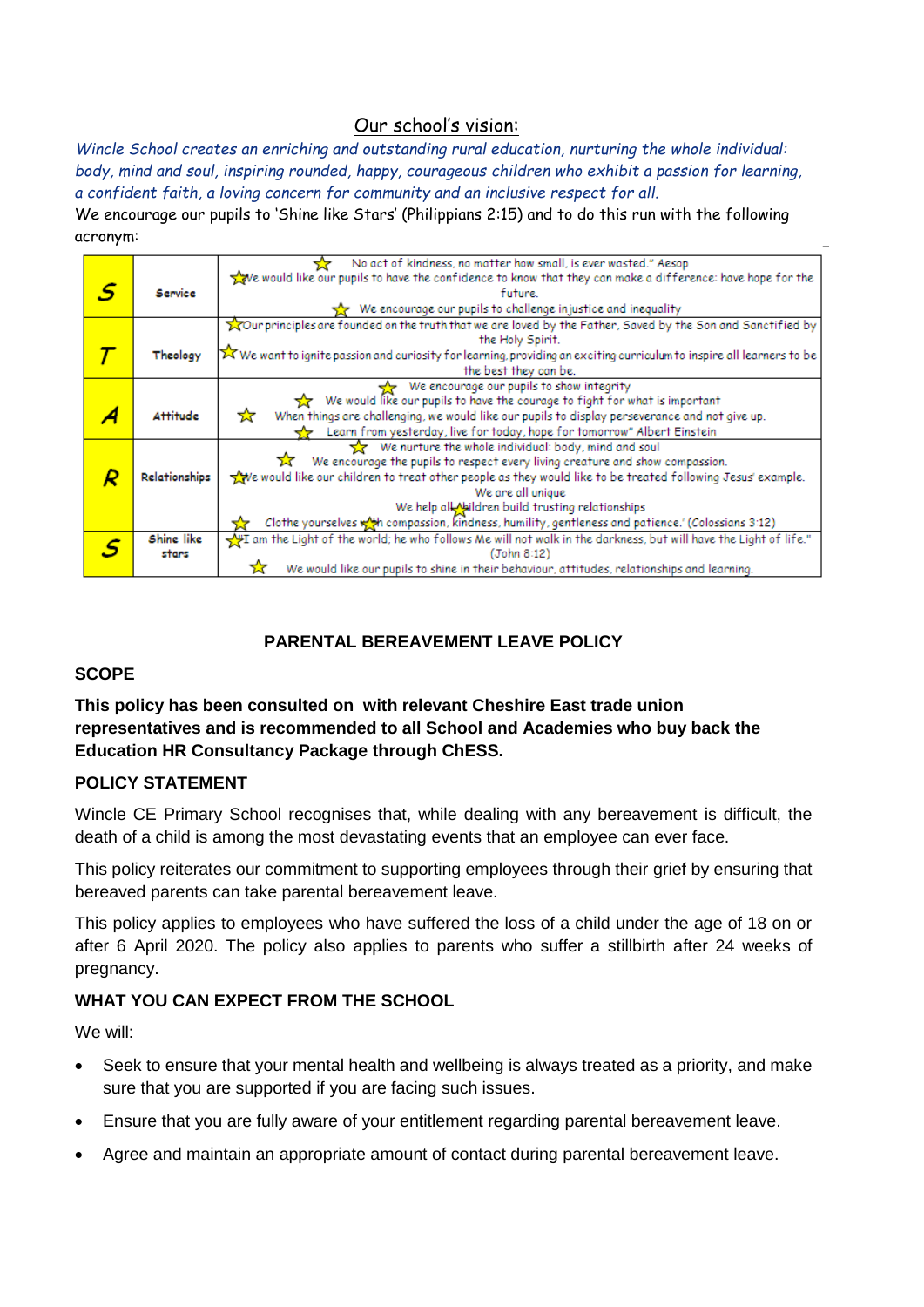## Our school's vision:

*Wincle School creates an enriching and outstanding rural education, nurturing the whole individual: body, mind and soul, inspiring rounded, happy, courageous children who exhibit a passion for learning, a confident faith, a loving concern for community and an inclusive respect for all.*

We encourage our pupils to 'Shine like Stars' (Philippians 2:15) and to do this run with the following acronym:

| | | |
|---|---|---|
| **S** | Service | ☆ No act of kindness, no matter how small, is ever wasted." Aesop<br>☆ We would like our pupils to have the confidence to know that they can make a difference: have hope for the future.<br>☆ We encourage our pupils to challenge injustice and inequality |
| **T** | Theology | ☆ Our principles are founded on the truth that we are loved by the Father, Saved by the Son and Sanctified by the Holy Spirit.<br>☆ We want to ignite passion and curiosity for learning, providing an exciting curriculum to inspire all learners to be the best they can be. |
| **A** | Attitude | ☆ We encourage our pupils to show integrity<br>☆ We would like our pupils to have the courage to fight for what is important<br>☆ When things are challenging, we would like our pupils to display perseverance and not give up.<br>☆ Learn from yesterday, live for today, hope for tomorrow" Albert Einstein |
| **R** | Relationships | ☆ We nurture the whole individual: body, mind and soul<br>☆ We encourage the pupils to respect every living creature and show compassion.<br>☆ We would like our children to treat other people as they would like to be treated following Jesus' example.<br>We are all unique<br>☆ We help all children build trusting relationships<br>☆ Clothe yourselves with compassion, kindness, humility, gentleness and patience.' (Colossians 3:12) |
| **S** | Shine like stars | ☆ "I am the Light of the world; he who follows Me will not walk in the darkness, but will have the Light of life." (John 8:12)<br>☆ We would like our pupils to shine in their behaviour, attitudes, relationships and learning. |

## PARENTAL BEREAVEMENT LEAVE POLICY

### SCOPE

**This policy has been consulted on with relevant Cheshire East trade union representatives and is recommended to all School and Academies who buy back the Education HR Consultancy Package through ChESS.**

### POLICY STATEMENT

Wincle CE Primary School recognises that, while dealing with any bereavement is difficult, the death of a child is among the most devastating events that an employee can ever face.

This policy reiterates our commitment to supporting employees through their grief by ensuring that bereaved parents can take parental bereavement leave.

This policy applies to employees who have suffered the loss of a child under the age of 18 on or after 6 April 2020. The policy also applies to parents who suffer a stillbirth after 24 weeks of pregnancy.

### WHAT YOU CAN EXPECT FROM THE SCHOOL

We will:

- Seek to ensure that your mental health and wellbeing is always treated as a priority, and make sure that you are supported if you are facing such issues.
- Ensure that you are fully aware of your entitlement regarding parental bereavement leave.
- Agree and maintain an appropriate amount of contact during parental bereavement leave.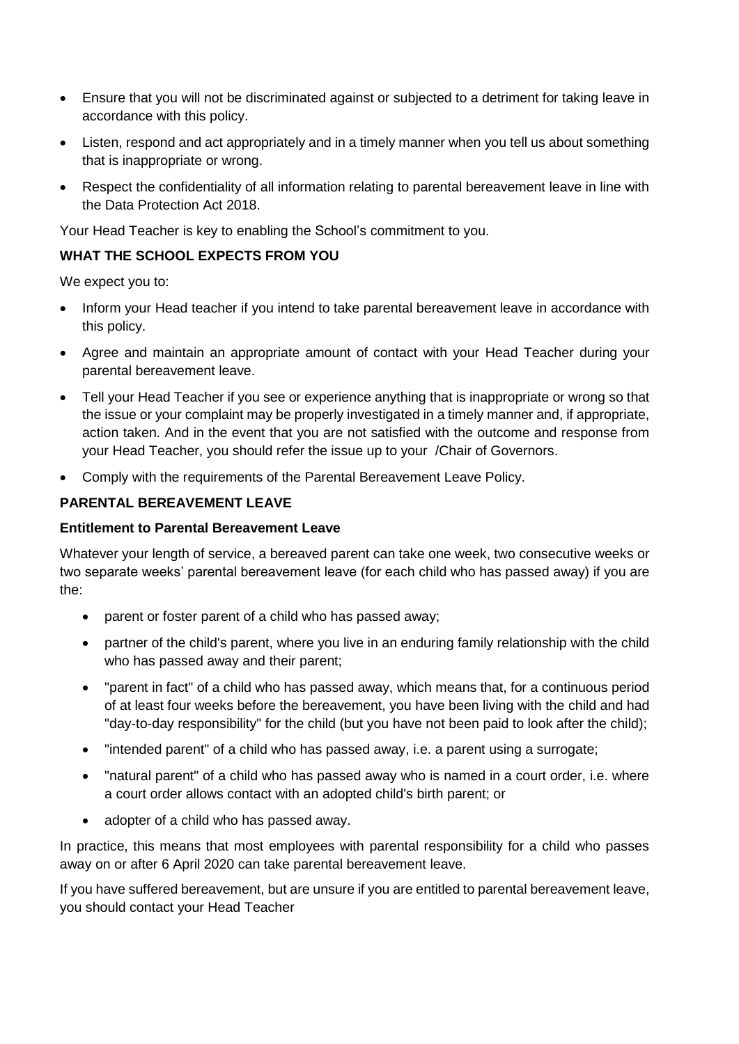- Ensure that you will not be discriminated against or subjected to a detriment for taking leave in accordance with this policy.
- Listen, respond and act appropriately and in a timely manner when you tell us about something that is inappropriate or wrong.
- Respect the confidentiality of all information relating to parental bereavement leave in line with the Data Protection Act 2018.

Your Head Teacher is key to enabling the School's commitment to you.

**WHAT THE SCHOOL EXPECTS FROM YOU**

We expect you to:

- Inform your Head teacher if you intend to take parental bereavement leave in accordance with this policy.
- Agree and maintain an appropriate amount of contact with your Head Teacher during your parental bereavement leave.
- Tell your Head Teacher if you see or experience anything that is inappropriate or wrong so that the issue or your complaint may be properly investigated in a timely manner and, if appropriate, action taken. And in the event that you are not satisfied with the outcome and response from your Head Teacher, you should refer the issue up to your /Chair of Governors.
- Comply with the requirements of the Parental Bereavement Leave Policy.

**PARENTAL BEREAVEMENT LEAVE**

**Entitlement to Parental Bereavement Leave**

Whatever your length of service, a bereaved parent can take one week, two consecutive weeks or two separate weeks' parental bereavement leave (for each child who has passed away) if you are the:

- parent or foster parent of a child who has passed away;
- partner of the child's parent, where you live in an enduring family relationship with the child who has passed away and their parent;
- "parent in fact" of a child who has passed away, which means that, for a continuous period of at least four weeks before the bereavement, you have been living with the child and had "day-to-day responsibility" for the child (but you have not been paid to look after the child);
- "intended parent" of a child who has passed away, i.e. a parent using a surrogate;
- "natural parent" of a child who has passed away who is named in a court order, i.e. where a court order allows contact with an adopted child's birth parent; or
- adopter of a child who has passed away.

In practice, this means that most employees with parental responsibility for a child who passes away on or after 6 April 2020 can take parental bereavement leave.

If you have suffered bereavement, but are unsure if you are entitled to parental bereavement leave, you should contact your Head Teacher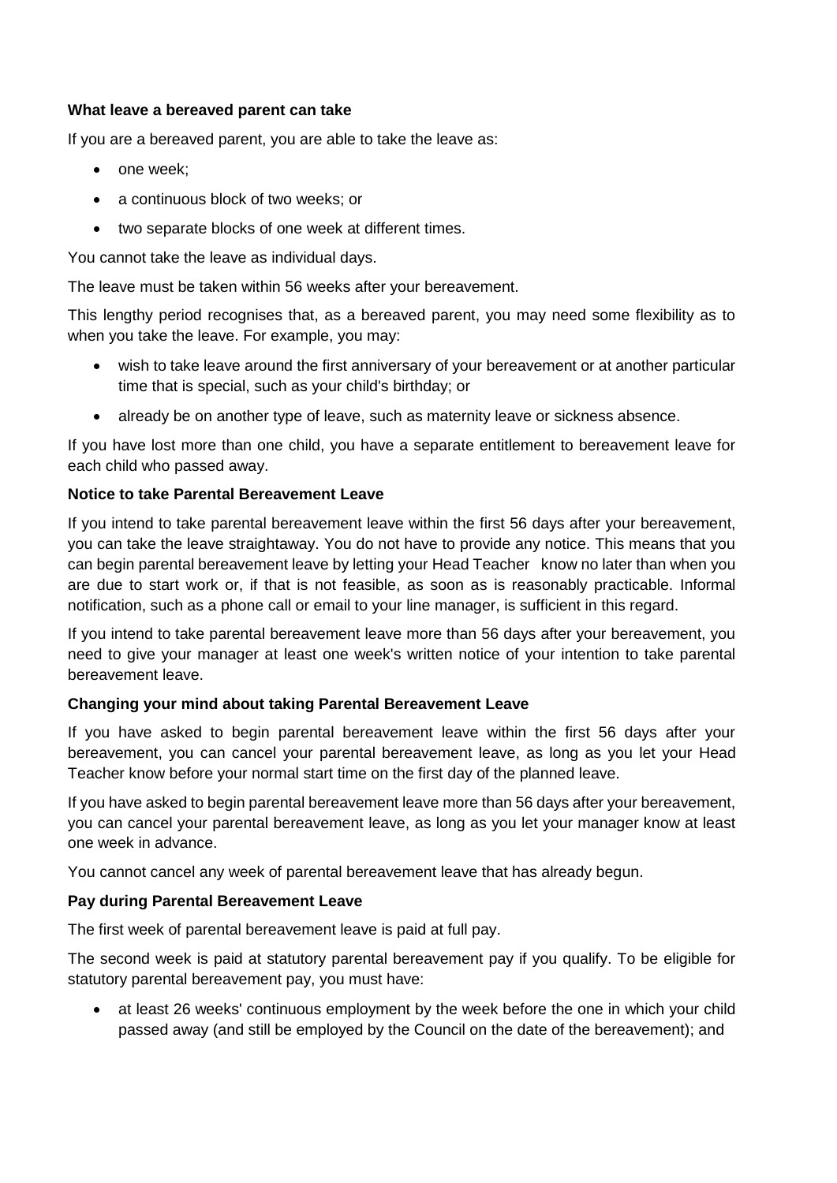**What leave a bereaved parent can take**

If you are a bereaved parent, you are able to take the leave as:

- one week;
- a continuous block of two weeks; or
- two separate blocks of one week at different times.

You cannot take the leave as individual days.

The leave must be taken within 56 weeks after your bereavement.

This lengthy period recognises that, as a bereaved parent, you may need some flexibility as to when you take the leave. For example, you may:

- wish to take leave around the first anniversary of your bereavement or at another particular time that is special, such as your child's birthday; or
- already be on another type of leave, such as maternity leave or sickness absence.

If you have lost more than one child, you have a separate entitlement to bereavement leave for each child who passed away.

**Notice to take Parental Bereavement Leave**

If you intend to take parental bereavement leave within the first 56 days after your bereavement, you can take the leave straightaway. You do not have to provide any notice. This means that you can begin parental bereavement leave by letting your Head Teacher know no later than when you are due to start work or, if that is not feasible, as soon as is reasonably practicable. Informal notification, such as a phone call or email to your line manager, is sufficient in this regard.

If you intend to take parental bereavement leave more than 56 days after your bereavement, you need to give your manager at least one week's written notice of your intention to take parental bereavement leave.

**Changing your mind about taking Parental Bereavement Leave**

If you have asked to begin parental bereavement leave within the first 56 days after your bereavement, you can cancel your parental bereavement leave, as long as you let your Head Teacher know before your normal start time on the first day of the planned leave.

If you have asked to begin parental bereavement leave more than 56 days after your bereavement, you can cancel your parental bereavement leave, as long as you let your manager know at least one week in advance.

You cannot cancel any week of parental bereavement leave that has already begun.

**Pay during Parental Bereavement Leave**

The first week of parental bereavement leave is paid at full pay.

The second week is paid at statutory parental bereavement pay if you qualify. To be eligible for statutory parental bereavement pay, you must have:

- at least 26 weeks' continuous employment by the week before the one in which your child passed away (and still be employed by the Council on the date of the bereavement); and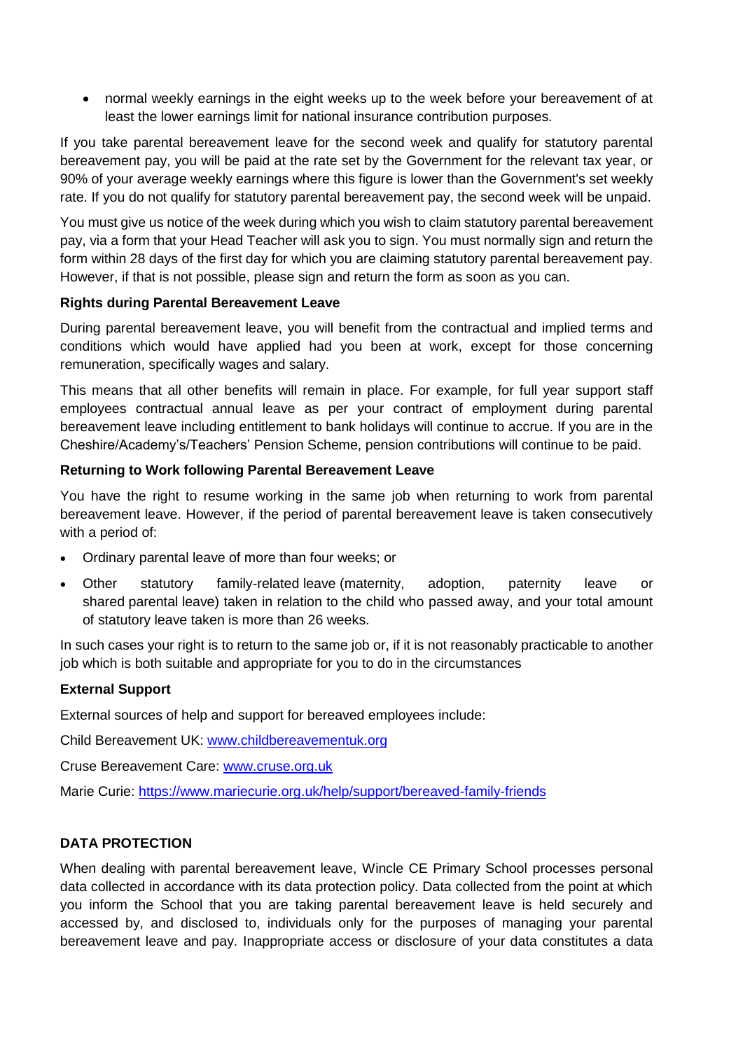- normal weekly earnings in the eight weeks up to the week before your bereavement of at least the lower earnings limit for national insurance contribution purposes.

If you take parental bereavement leave for the second week and qualify for statutory parental bereavement pay, you will be paid at the rate set by the Government for the relevant tax year, or 90% of your average weekly earnings where this figure is lower than the Government's set weekly rate. If you do not qualify for statutory parental bereavement pay, the second week will be unpaid.

You must give us notice of the week during which you wish to claim statutory parental bereavement pay, via a form that your Head Teacher will ask you to sign. You must normally sign and return the form within 28 days of the first day for which you are claiming statutory parental bereavement pay. However, if that is not possible, please sign and return the form as soon as you can.

**Rights during Parental Bereavement Leave**

During parental bereavement leave, you will benefit from the contractual and implied terms and conditions which would have applied had you been at work, except for those concerning remuneration, specifically wages and salary.

This means that all other benefits will remain in place. For example, for full year support staff employees contractual annual leave as per your contract of employment during parental bereavement leave including entitlement to bank holidays will continue to accrue. If you are in the Cheshire/Academy's/Teachers' Pension Scheme, pension contributions will continue to be paid.

**Returning to Work following Parental Bereavement Leave**

You have the right to resume working in the same job when returning to work from parental bereavement leave. However, if the period of parental bereavement leave is taken consecutively with a period of:

- Ordinary parental leave of more than four weeks; or
- Other statutory family-related leave (maternity, adoption, paternity leave or shared parental leave) taken in relation to the child who passed away, and your total amount of statutory leave taken is more than 26 weeks.

In such cases your right is to return to the same job or, if it is not reasonably practicable to another job which is both suitable and appropriate for you to do in the circumstances

**External Support**

External sources of help and support for bereaved employees include:

Child Bereavement UK: www.childbereavementuk.org

Cruse Bereavement Care: www.cruse.org.uk

Marie Curie: https://www.mariecurie.org.uk/help/support/bereaved-family-friends

**DATA PROTECTION**

When dealing with parental bereavement leave, Wincle CE Primary School processes personal data collected in accordance with its data protection policy. Data collected from the point at which you inform the School that you are taking parental bereavement leave is held securely and accessed by, and disclosed to, individuals only for the purposes of managing your parental bereavement leave and pay. Inappropriate access or disclosure of your data constitutes a data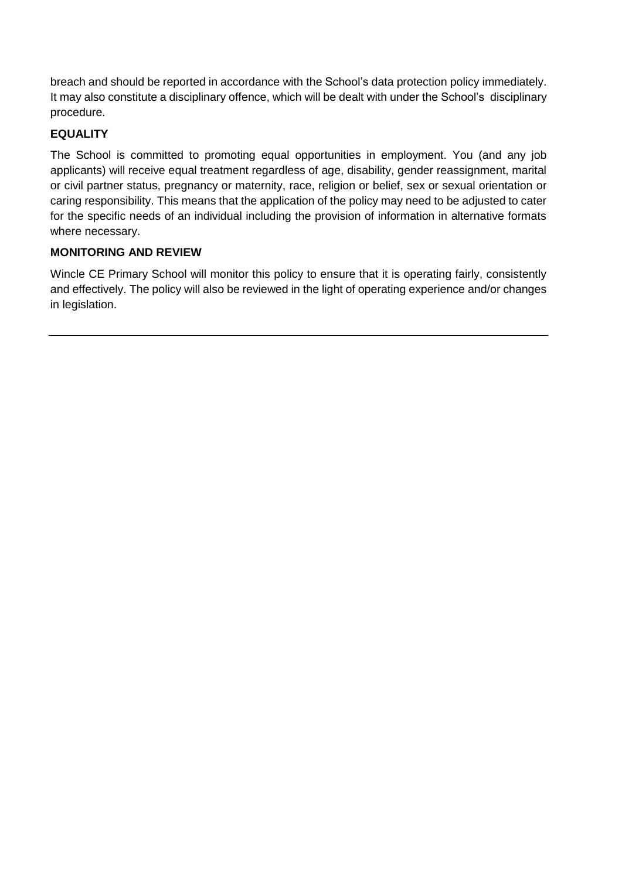breach and should be reported in accordance with the School's data protection policy immediately. It may also constitute a disciplinary offence, which will be dealt with under the School's disciplinary procedure.

## EQUALITY

The School is committed to promoting equal opportunities in employment. You (and any job applicants) will receive equal treatment regardless of age, disability, gender reassignment, marital or civil partner status, pregnancy or maternity, race, religion or belief, sex or sexual orientation or caring responsibility. This means that the application of the policy may need to be adjusted to cater for the specific needs of an individual including the provision of information in alternative formats where necessary.

## MONITORING AND REVIEW

Wincle CE Primary School will monitor this policy to ensure that it is operating fairly, consistently and effectively. The policy will also be reviewed in the light of operating experience and/or changes in legislation.

---